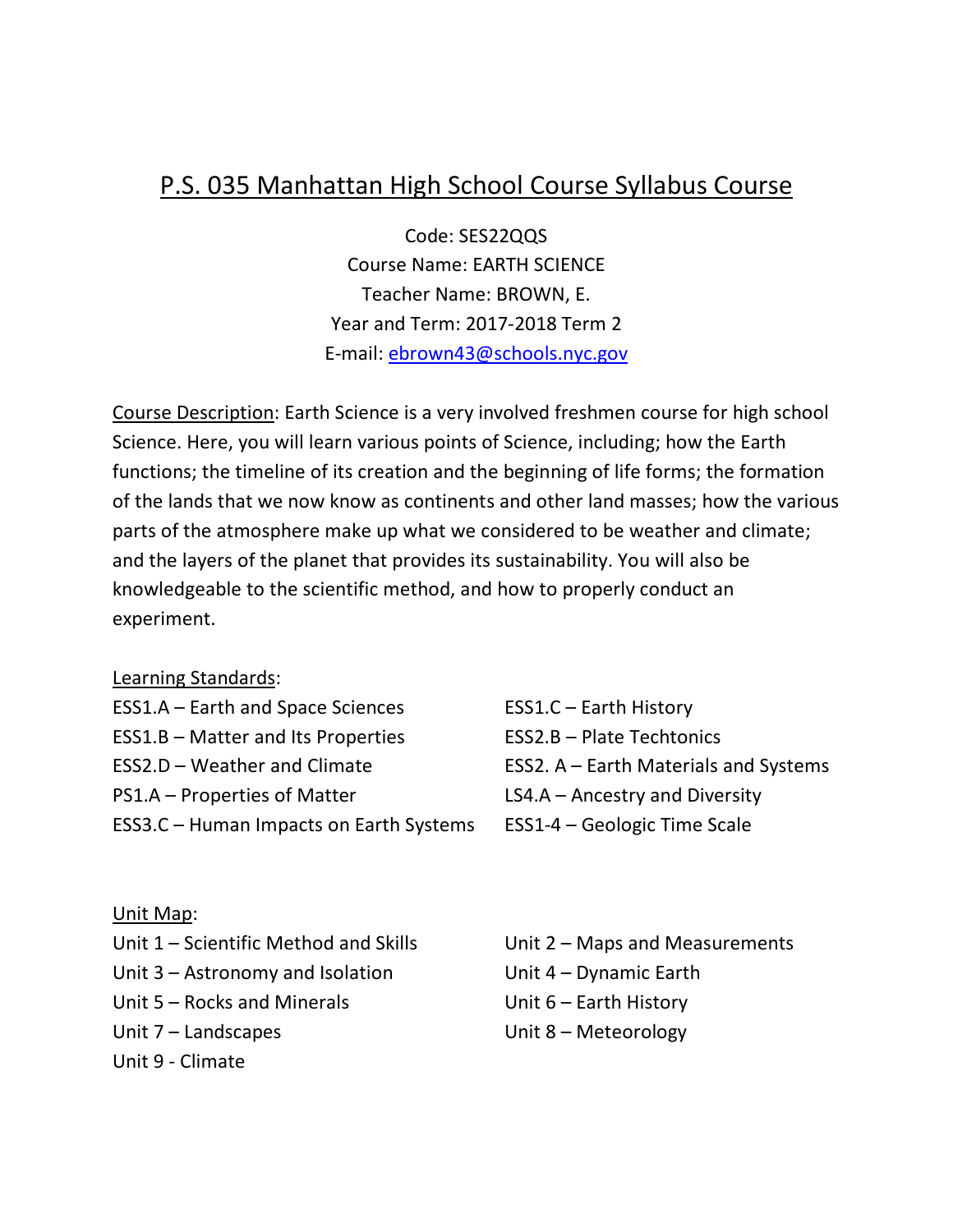# P.S. 035 Manhattan High School Course Syllabus Course

Code: SES22QQS
Course Name: EARTH SCIENCE
Teacher Name: BROWN, E.
Year and Term: 2017-2018 Term 2
E-mail: ebrown43@schools.nyc.gov

Course Description: Earth Science is a very involved freshmen course for high school Science. Here, you will learn various points of Science, including; how the Earth functions; the timeline of its creation and the beginning of life forms; the formation of the lands that we now know as continents and other land masses; how the various parts of the atmosphere make up what we considered to be weather and climate; and the layers of the planet that provides its sustainability. You will also be knowledgeable to the scientific method, and how to properly conduct an experiment.

Learning Standards:

- ESS1.A – Earth and Space Sciences
- ESS1.B – Matter and Its Properties
- ESS2.D – Weather and Climate
- PS1.A – Properties of Matter
- ESS3.C – Human Impacts on Earth Systems
- ESS1.C – Earth History
- ESS2.B – Plate Techtonics
- ESS2. A – Earth Materials and Systems
- LS4.A – Ancestry and Diversity
- ESS1-4 – Geologic Time Scale

Unit Map:

- Unit 1 – Scientific Method and Skills
- Unit 2 – Maps and Measurements
- Unit 3 – Astronomy and Isolation
- Unit 4 – Dynamic Earth
- Unit 5 – Rocks and Minerals
- Unit 6 – Earth History
- Unit 7 – Landscapes
- Unit 8 – Meteorology
- Unit 9 - Climate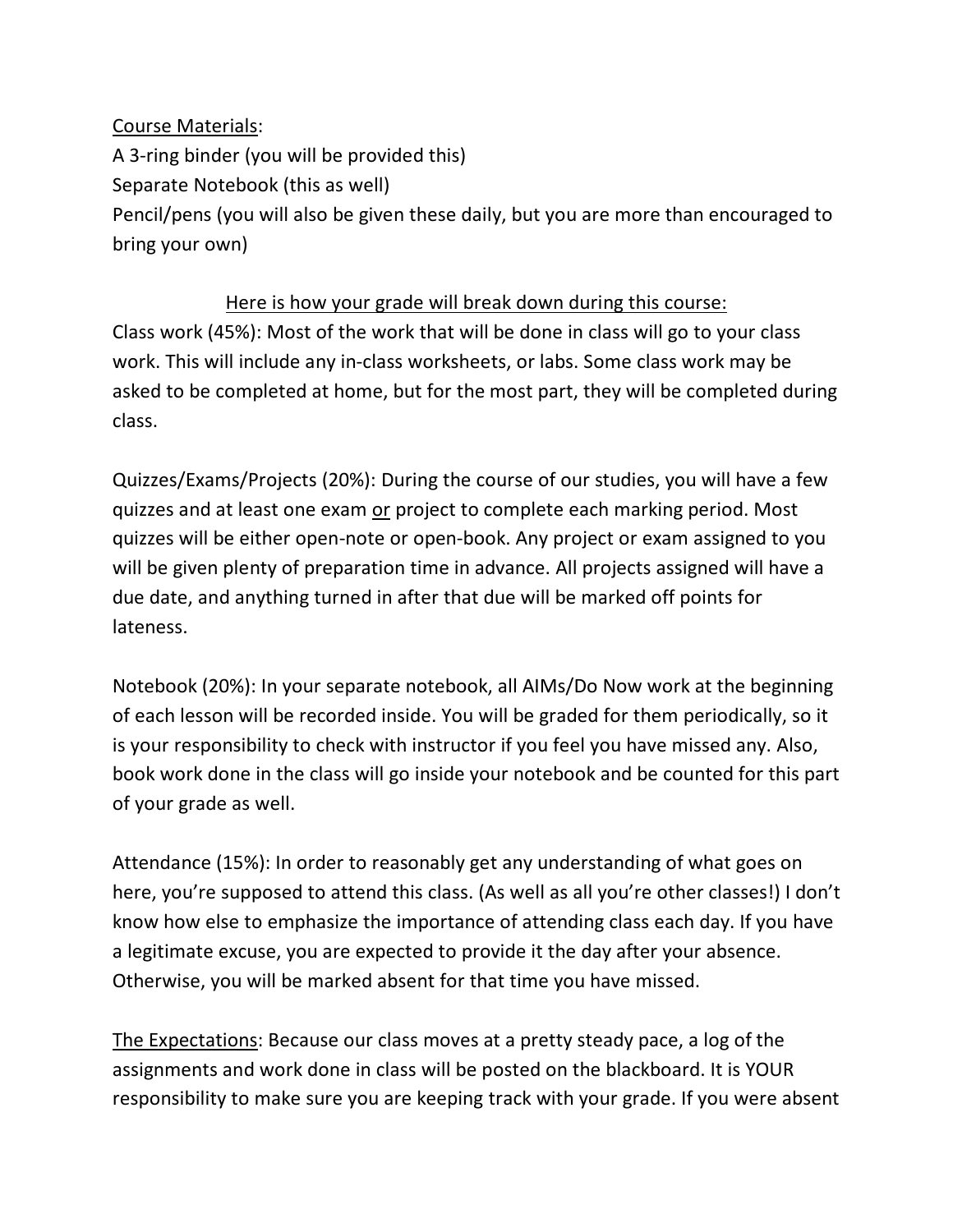<u>Course Materials</u>:

A 3-ring binder (you will be provided this)
Separate Notebook (this as well)
Pencil/pens (you will also be given these daily, but you are more than encouraged to bring your own)

<u>Here is how your grade will break down during this course:</u>

Class work (45%): Most of the work that will be done in class will go to your class work. This will include any in-class worksheets, or labs. Some class work may be asked to be completed at home, but for the most part, they will be completed during class.

Quizzes/Exams/Projects (20%): During the course of our studies, you will have a few quizzes and at least one exam <u>or</u> project to complete each marking period. Most quizzes will be either open-note or open-book. Any project or exam assigned to you will be given plenty of preparation time in advance. All projects assigned will have a due date, and anything turned in after that due will be marked off points for lateness.

Notebook (20%): In your separate notebook, all AIMs/Do Now work at the beginning of each lesson will be recorded inside. You will be graded for them periodically, so it is your responsibility to check with instructor if you feel you have missed any. Also, book work done in the class will go inside your notebook and be counted for this part of your grade as well.

Attendance (15%): In order to reasonably get any understanding of what goes on here, you're supposed to attend this class. (As well as all you're other classes!) I don't know how else to emphasize the importance of attending class each day. If you have a legitimate excuse, you are expected to provide it the day after your absence. Otherwise, you will be marked absent for that time you have missed.

<u>The Expectations</u>: Because our class moves at a pretty steady pace, a log of the assignments and work done in class will be posted on the blackboard. It is YOUR responsibility to make sure you are keeping track with your grade. If you were absent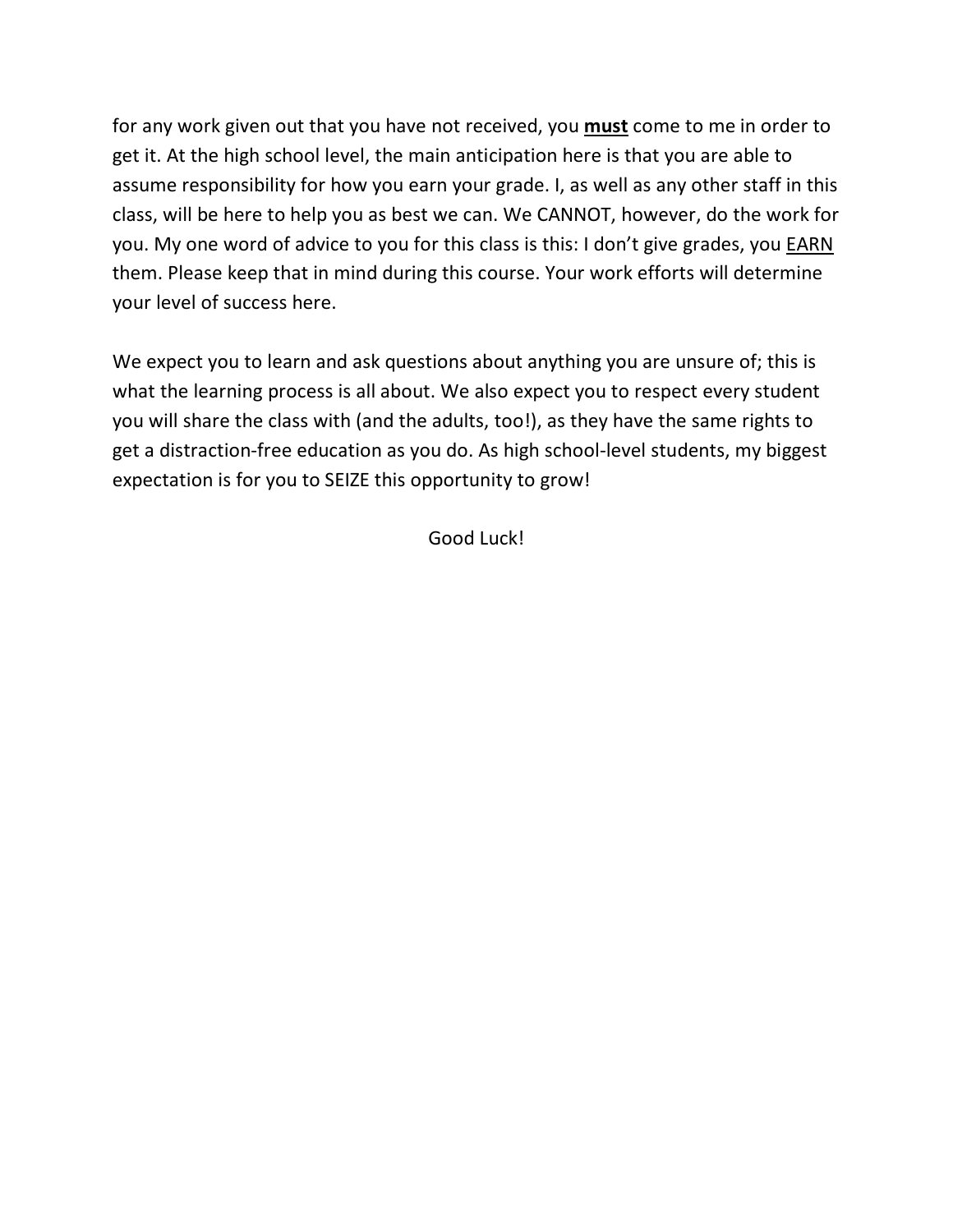for any work given out that you have not received, you <u>**must**</u> come to me in order to get it. At the high school level, the main anticipation here is that you are able to assume responsibility for how you earn your grade. I, as well as any other staff in this class, will be here to help you as best we can. We CANNOT, however, do the work for you. My one word of advice to you for this class is this: I don't give grades, you <u>EARN</u> them. Please keep that in mind during this course. Your work efforts will determine your level of success here.

We expect you to learn and ask questions about anything you are unsure of; this is what the learning process is all about. We also expect you to respect every student you will share the class with (and the adults, too!), as they have the same rights to get a distraction-free education as you do. As high school-level students, my biggest expectation is for you to SEIZE this opportunity to grow!

Good Luck!